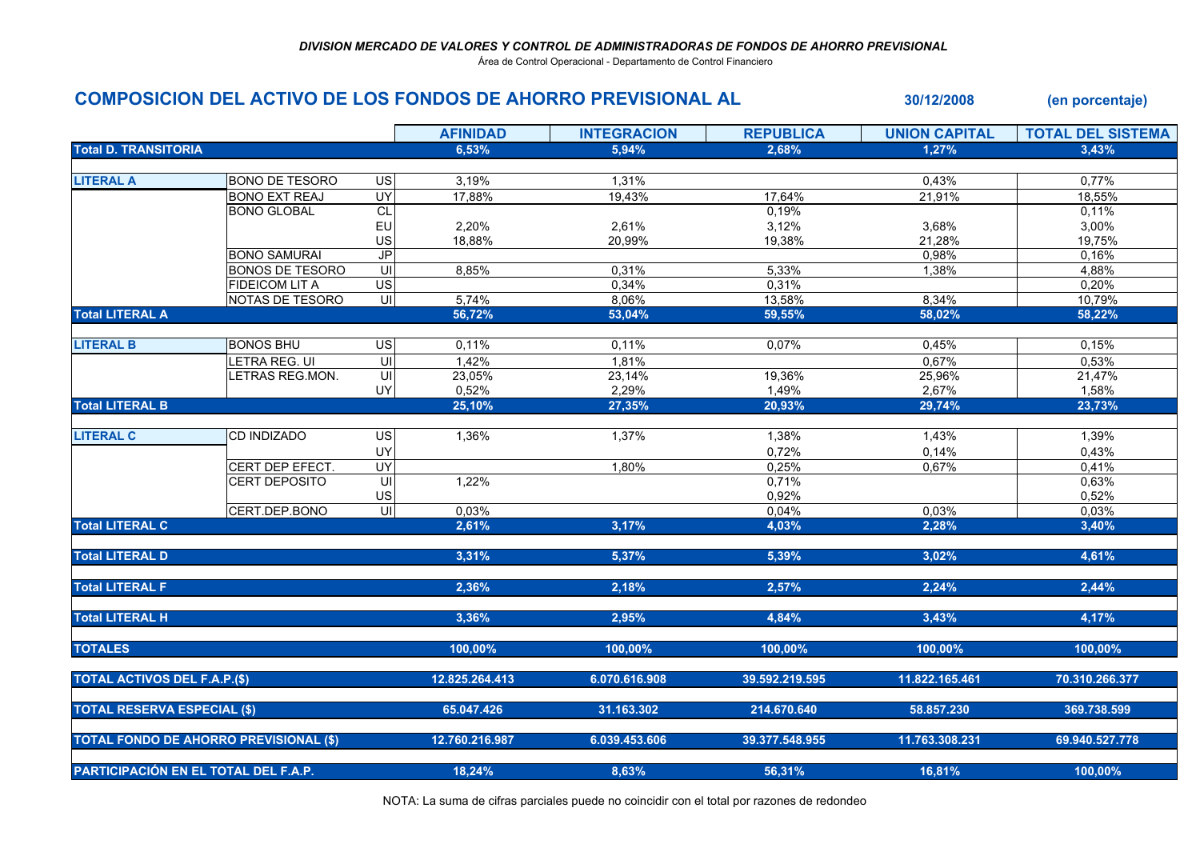*DIVISION MERCADO DE VALORES Y CONTROL DE ADMINISTRADORAS DE FONDOS DE AHORRO PREVISIONAL*

Área de Control Operacional - Departamento de Control Financiero

## COMPOSICION DEL ACTIVO DE LOS FONDOS DE AHORRO PREVISIONAL AL 30/12/2008 (en porcentaje)

| | | | AFINIDAD | INTEGRACION | REPUBLICA | UNION CAPITAL | TOTAL DEL SISTEMA |
|---|---|---|---|---|---|---|---|
| **Total D. TRANSITORIA** | | | **6,53%** | **5,94%** | **2,68%** | **1,27%** | **3,43%** |
| **LITERAL A** | BONO DE TESORO | US | 3,19% | 1,31% | | 0,43% | 0,77% |
| | BONO EXT REAJ | UY | 17,88% | 19,43% | 17,64% | 21,91% | 18,55% |
| | BONO GLOBAL | CL | | | 0,19% | | 0,11% |
| | | EU | 2,20% | 2,61% | 3,12% | 3,68% | 3,00% |
| | | US | 18,88% | 20,99% | 19,38% | 21,28% | 19,75% |
| | BONO SAMURAI | JP | | | | 0,98% | 0,16% |
| | BONOS DE TESORO | UI | 8,85% | 0,31% | 5,33% | 1,38% | 4,88% |
| | FIDEICOM LIT A | US | | 0,34% | 0,31% | | 0,20% |
| | NOTAS DE TESORO | UI | 5,74% | 8,06% | 13,58% | 8,34% | 10,79% |
| **Total LITERAL A** | | | **56,72%** | **53,04%** | **59,55%** | **58,02%** | **58,22%** |
| **LITERAL B** | BONOS BHU | US | 0,11% | 0,11% | 0,07% | 0,45% | 0,15% |
| | LETRA REG. UI | UI | 1,42% | 1,81% | | 0,67% | 0,53% |
| | LETRAS REG.MON. | UI | 23,05% | 23,14% | 19,36% | 25,96% | 21,47% |
| | | UY | 0,52% | 2,29% | 1,49% | 2,67% | 1,58% |
| **Total LITERAL B** | | | **25,10%** | **27,35%** | **20,93%** | **29,74%** | **23,73%** |
| **LITERAL C** | CD INDIZADO | US | 1,36% | 1,37% | 1,38% | 1,43% | 1,39% |
| | | UY | | | 0,72% | 0,14% | 0,43% |
| | CERT DEP EFECT. | UY | | 1,80% | 0,25% | 0,67% | 0,41% |
| | CERT DEPOSITO | UI | 1,22% | | 0,71% | | 0,63% |
| | | US | | | 0,92% | | 0,52% |
| | CERT.DEP.BONO | UI | 0,03% | | 0,04% | 0,03% | 0,03% |
| **Total LITERAL C** | | | **2,61%** | **3,17%** | **4,03%** | **2,28%** | **3,40%** |
| **Total LITERAL D** | | | **3,31%** | **5,37%** | **5,39%** | **3,02%** | **4,61%** |
| **Total LITERAL F** | | | **2,36%** | **2,18%** | **2,57%** | **2,24%** | **2,44%** |
| **Total LITERAL H** | | | **3,36%** | **2,95%** | **4,84%** | **3,43%** | **4,17%** |
| **TOTALES** | | | **100,00%** | **100,00%** | **100,00%** | **100,00%** | **100,00%** |
| **TOTAL ACTIVOS DEL F.A.P.($)** | | | **12.825.264.413** | **6.070.616.908** | **39.592.219.595** | **11.822.165.461** | **70.310.266.377** |
| **TOTAL RESERVA ESPECIAL ($)** | | | **65.047.426** | **31.163.302** | **214.670.640** | **58.857.230** | **369.738.599** |
| **TOTAL FONDO DE AHORRO PREVISIONAL ($)** | | | **12.760.216.987** | **6.039.453.606** | **39.377.548.955** | **11.763.308.231** | **69.940.527.778** |
| **PARTICIPACIÓN EN EL TOTAL DEL F.A.P.** | | | **18,24%** | **8,63%** | **56,31%** | **16,81%** | **100,00%** |

NOTA: La suma de cifras parciales puede no coincidir con el total por razones de redondeo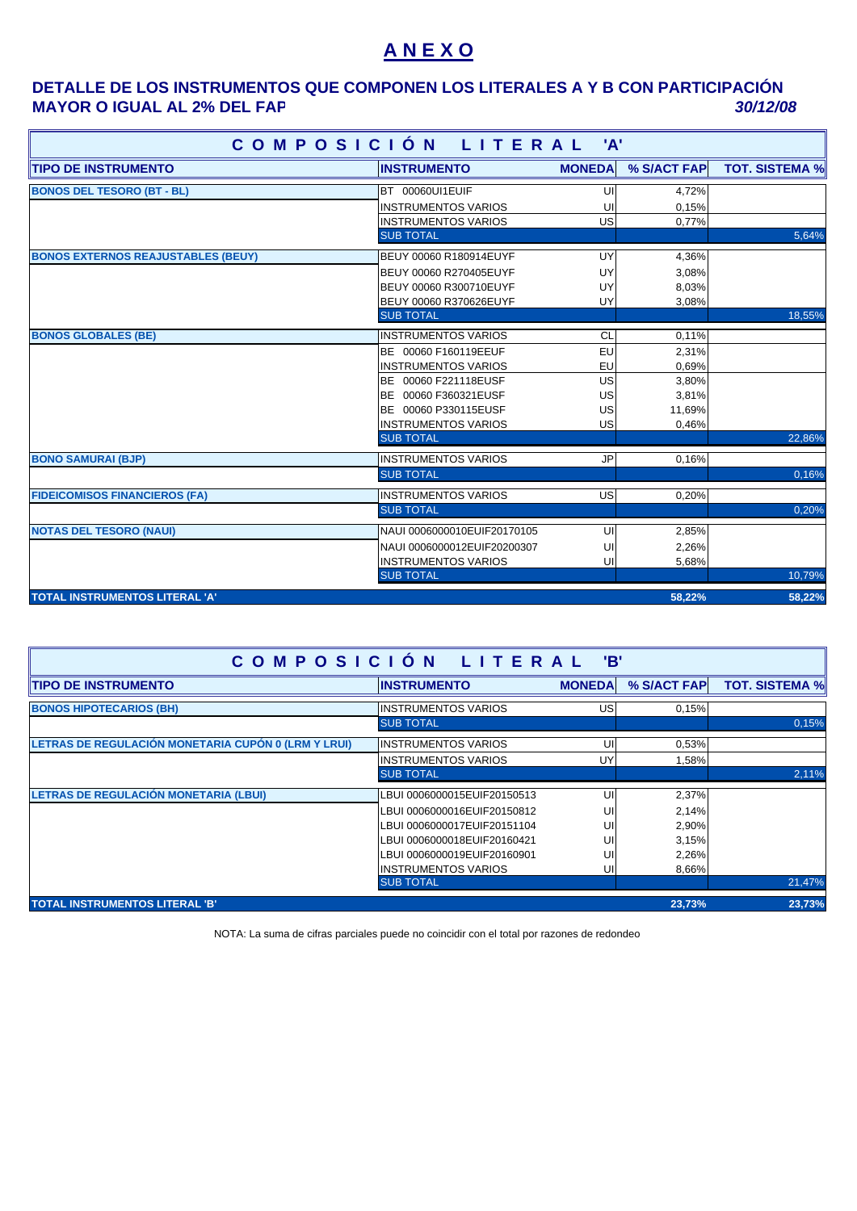# ANEXO

## DETALLE DE LOS INSTRUMENTOS QUE COMPONEN LOS LITERALES A Y B CON PARTICIPACIÓN MAYOR O IGUAL AL 2% DEL FAP *30/12/08*

### COMPOSICIÓN LITERAL 'A'

| TIPO DE INSTRUMENTO | INSTRUMENTO | MONEDA | % S/ACT FAP | TOT. SISTEMA % |
|---|---|---|---|---|
| BONOS DEL TESORO (BT - BL) | BT 00060UI1EUIF | UI | 4,72% | |
| | INSTRUMENTOS VARIOS | UI | 0,15% | |
| | INSTRUMENTOS VARIOS | US | 0,77% | |
| | SUB TOTAL | | | 5,64% |
| BONOS EXTERNOS REAJUSTABLES (BEUY) | BEUY 00060 R180914EUYF | UY | 4,36% | |
| | BEUY 00060 R270405EUYF | UY | 3,08% | |
| | BEUY 00060 R300710EUYF | UY | 8,03% | |
| | BEUY 00060 R370626EUYF | UY | 3,08% | |
| | SUB TOTAL | | | 18,55% |
| BONOS GLOBALES (BE) | INSTRUMENTOS VARIOS | CL | 0,11% | |
| | BE 00060 F160119EEUF | EU | 2,31% | |
| | INSTRUMENTOS VARIOS | EU | 0,69% | |
| | BE 00060 F221118EUSF | US | 3,80% | |
| | BE 00060 F360321EUSF | US | 3,81% | |
| | BE 00060 P330115EUSF | US | 11,69% | |
| | INSTRUMENTOS VARIOS | US | 0,46% | |
| | SUB TOTAL | | | 22,86% |
| BONO SAMURAI (BJP) | INSTRUMENTOS VARIOS | JP | 0,16% | |
| | SUB TOTAL | | | 0,16% |
| FIDEICOMISOS FINANCIEROS (FA) | INSTRUMENTOS VARIOS | US | 0,20% | |
| | SUB TOTAL | | | 0,20% |
| NOTAS DEL TESORO (NAUI) | NAUI 0006000010EUIF20170105 | UI | 2,85% | |
| | NAUI 0006000012EUIF20200307 | UI | 2,26% | |
| | INSTRUMENTOS VARIOS | UI | 5,68% | |
| | SUB TOTAL | | | 10,79% |
| **TOTAL INSTRUMENTOS LITERAL 'A'** | | | **58,22%** | **58,22%** |

### COMPOSICIÓN LITERAL 'B'

| TIPO DE INSTRUMENTO | INSTRUMENTO | MONEDA | % S/ACT FAP | TOT. SISTEMA % |
|---|---|---|---|---|
| BONOS HIPOTECARIOS (BH) | INSTRUMENTOS VARIOS | US | 0,15% | |
| | SUB TOTAL | | | 0,15% |
| LETRAS DE REGULACIÓN MONETARIA CUPÓN 0 (LRM Y LRUI) | INSTRUMENTOS VARIOS | UI | 0,53% | |
| | INSTRUMENTOS VARIOS | UY | 1,58% | |
| | SUB TOTAL | | | 2,11% |
| LETRAS DE REGULACIÓN MONETARIA (LBUI) | LBUI 0006000015EUIF20150513 | UI | 2,37% | |
| | LBUI 0006000016EUIF20150812 | UI | 2,14% | |
| | LBUI 0006000017EUIF20151104 | UI | 2,90% | |
| | LBUI 0006000018EUIF20160421 | UI | 3,15% | |
| | LBUI 0006000019EUIF20160901 | UI | 2,26% | |
| | INSTRUMENTOS VARIOS | UI | 8,66% | |
| | SUB TOTAL | | | 21,47% |
| **TOTAL INSTRUMENTOS LITERAL 'B'** | | | **23,73%** | **23,73%** |

NOTA: La suma de cifras parciales puede no coincidir con el total por razones de redondeo